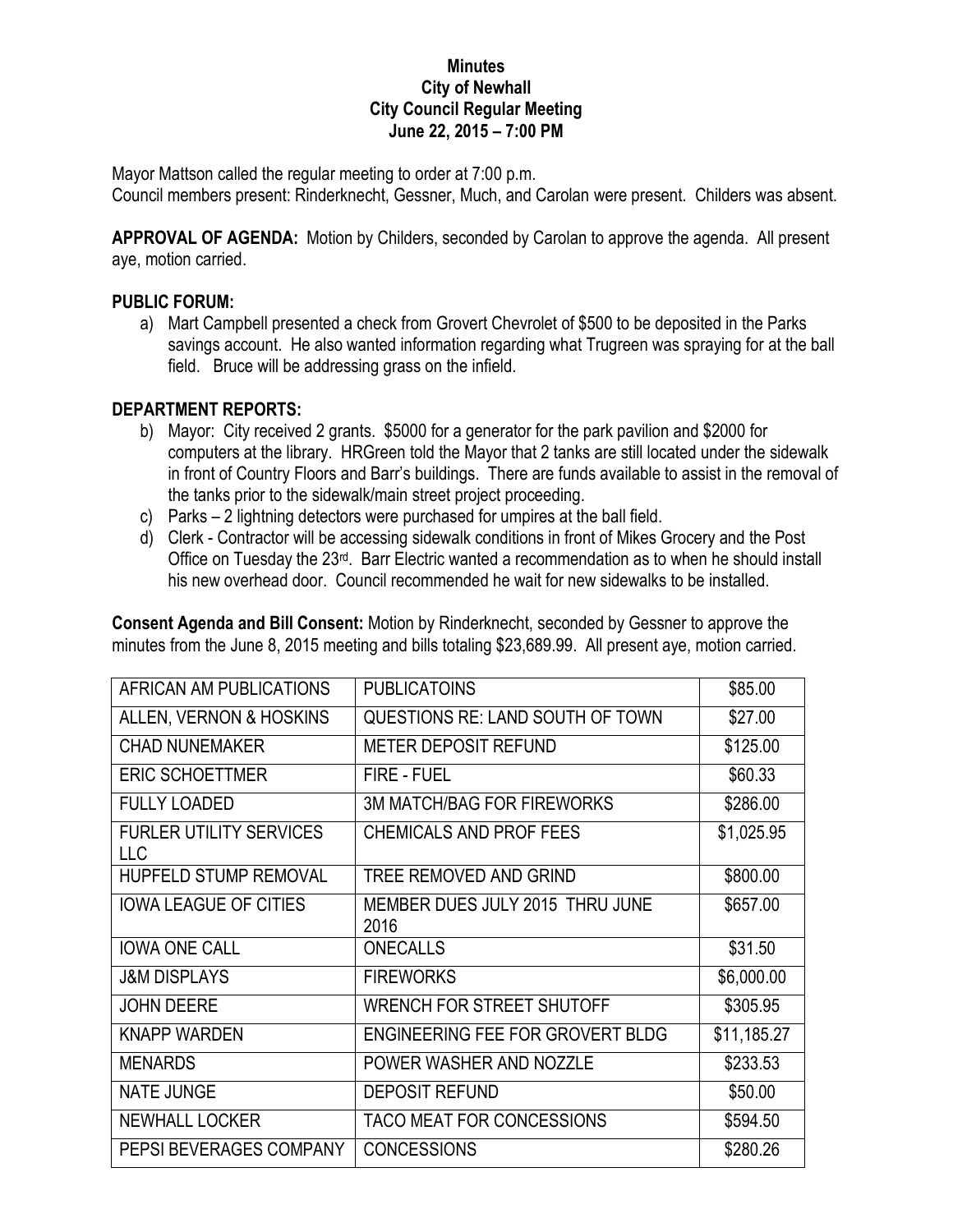**Minutes**
**City of Newhall**
**City Council Regular Meeting**
**June 22, 2015 – 7:00 PM**

Mayor Mattson called the regular meeting to order at 7:00 p.m.
Council members present: Rinderknecht, Gessner, Much, and Carolan were present. Childers was absent.

**APPROVAL OF AGENDA:** Motion by Childers, seconded by Carolan to approve the agenda. All present aye, motion carried.

**PUBLIC FORUM:**

a) Mart Campbell presented a check from Grovert Chevrolet of $500 to be deposited in the Parks savings account. He also wanted information regarding what Trugreen was spraying for at the ball field. Bruce will be addressing grass on the infield.

**DEPARTMENT REPORTS:**

b) Mayor: City received 2 grants. $5000 for a generator for the park pavilion and $2000 for computers at the library. HRGreen told the Mayor that 2 tanks are still located under the sidewalk in front of Country Floors and Barr's buildings. There are funds available to assist in the removal of the tanks prior to the sidewalk/main street project proceeding.
c) Parks – 2 lightning detectors were purchased for umpires at the ball field.
d) Clerk - Contractor will be accessing sidewalk conditions in front of Mikes Grocery and the Post Office on Tuesday the 23rd. Barr Electric wanted a recommendation as to when he should install his new overhead door. Council recommended he wait for new sidewalks to be installed.

**Consent Agenda and Bill Consent:** Motion by Rinderknecht, seconded by Gessner to approve the minutes from the June 8, 2015 meeting and bills totaling $23,689.99. All present aye, motion carried.

| | | |
|---|---|---|
| AFRICAN AM PUBLICATIONS | PUBLICATOINS | $85.00 |
| ALLEN, VERNON & HOSKINS | QUESTIONS RE: LAND SOUTH OF TOWN | $27.00 |
| CHAD NUNEMAKER | METER DEPOSIT REFUND | $125.00 |
| ERIC SCHOETTMER | FIRE - FUEL | $60.33 |
| FULLY LOADED | 3M MATCH/BAG FOR FIREWORKS | $286.00 |
| FURLER UTILITY SERVICES LLC | CHEMICALS AND PROF FEES | $1,025.95 |
| HUPFELD STUMP REMOVAL | TREE REMOVED AND GRIND | $800.00 |
| IOWA LEAGUE OF CITIES | MEMBER DUES JULY 2015 THRU JUNE 2016 | $657.00 |
| IOWA ONE CALL | ONECALLS | $31.50 |
| J&M DISPLAYS | FIREWORKS | $6,000.00 |
| JOHN DEERE | WRENCH FOR STREET SHUTOFF | $305.95 |
| KNAPP WARDEN | ENGINEERING FEE FOR GROVERT BLDG | $11,185.27 |
| MENARDS | POWER WASHER AND NOZZLE | $233.53 |
| NATE JUNGE | DEPOSIT REFUND | $50.00 |
| NEWHALL LOCKER | TACO MEAT FOR CONCESSIONS | $594.50 |
| PEPSI BEVERAGES COMPANY | CONCESSIONS | $280.26 |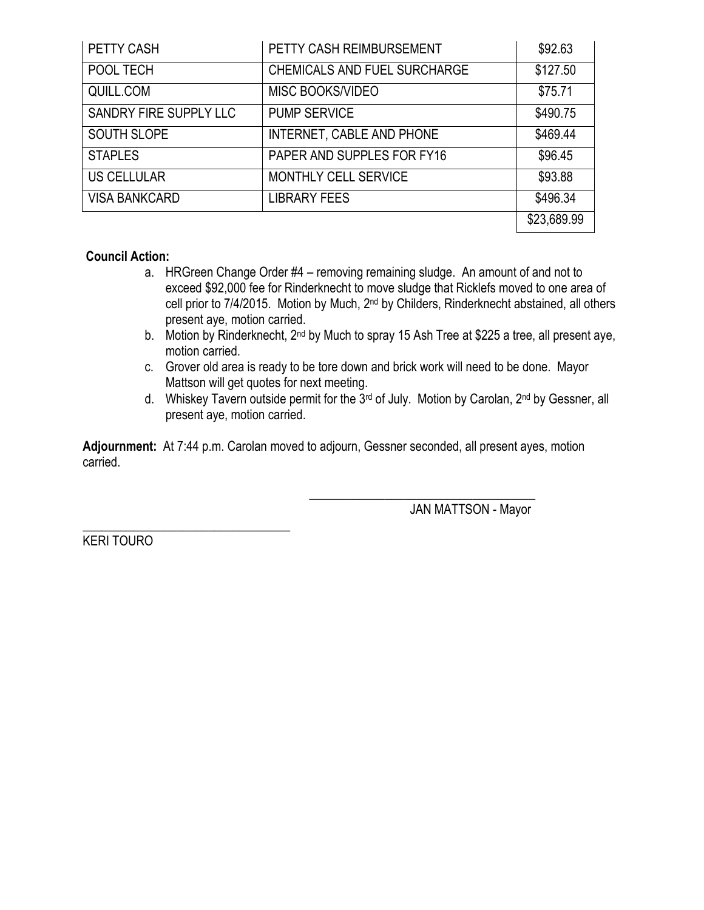| | | |
|---|---|---|
| PETTY CASH | PETTY CASH REIMBURSEMENT | $92.63 |
| POOL TECH | CHEMICALS AND FUEL SURCHARGE | $127.50 |
| QUILL.COM | MISC BOOKS/VIDEO | $75.71 |
| SANDRY FIRE SUPPLY LLC | PUMP SERVICE | $490.75 |
| SOUTH SLOPE | INTERNET, CABLE AND PHONE | $469.44 |
| STAPLES | PAPER AND SUPPLES FOR FY16 | $96.45 |
| US CELLULAR | MONTHLY CELL SERVICE | $93.88 |
| VISA BANKCARD | LIBRARY FEES | $496.34 |
| | | $23,689.99 |

**Council Action:**

a. HRGreen Change Order #4 – removing remaining sludge. An amount of and not to exceed $92,000 fee for Rinderknecht to move sludge that Ricklefs moved to one area of cell prior to 7/4/2015. Motion by Much, 2nd by Childers, Rinderknecht abstained, all others present aye, motion carried.

b. Motion by Rinderknecht, 2nd by Much to spray 15 Ash Tree at $225 a tree, all present aye, motion carried.

c. Grover old area is ready to be tore down and brick work will need to be done. Mayor Mattson will get quotes for next meeting.

d. Whiskey Tavern outside permit for the 3rd of July. Motion by Carolan, 2nd by Gessner, all present aye, motion carried.

**Adjournment:** At 7:44 p.m. Carolan moved to adjourn, Gessner seconded, all present ayes, motion carried.

\_\_\_\_\_\_\_\_\_\_\_\_\_\_\_\_\_\_\_\_\_\_\_\_\_\_\_\_\_\_\_\_\_\_\_\_\_\_

JAN MATTSON - Mayor

\_\_\_\_\_\_\_\_\_\_\_\_\_\_\_\_\_\_\_\_\_\_\_\_\_\_\_\_\_\_\_\_\_\_\_\_\_\_

KERI TOURO